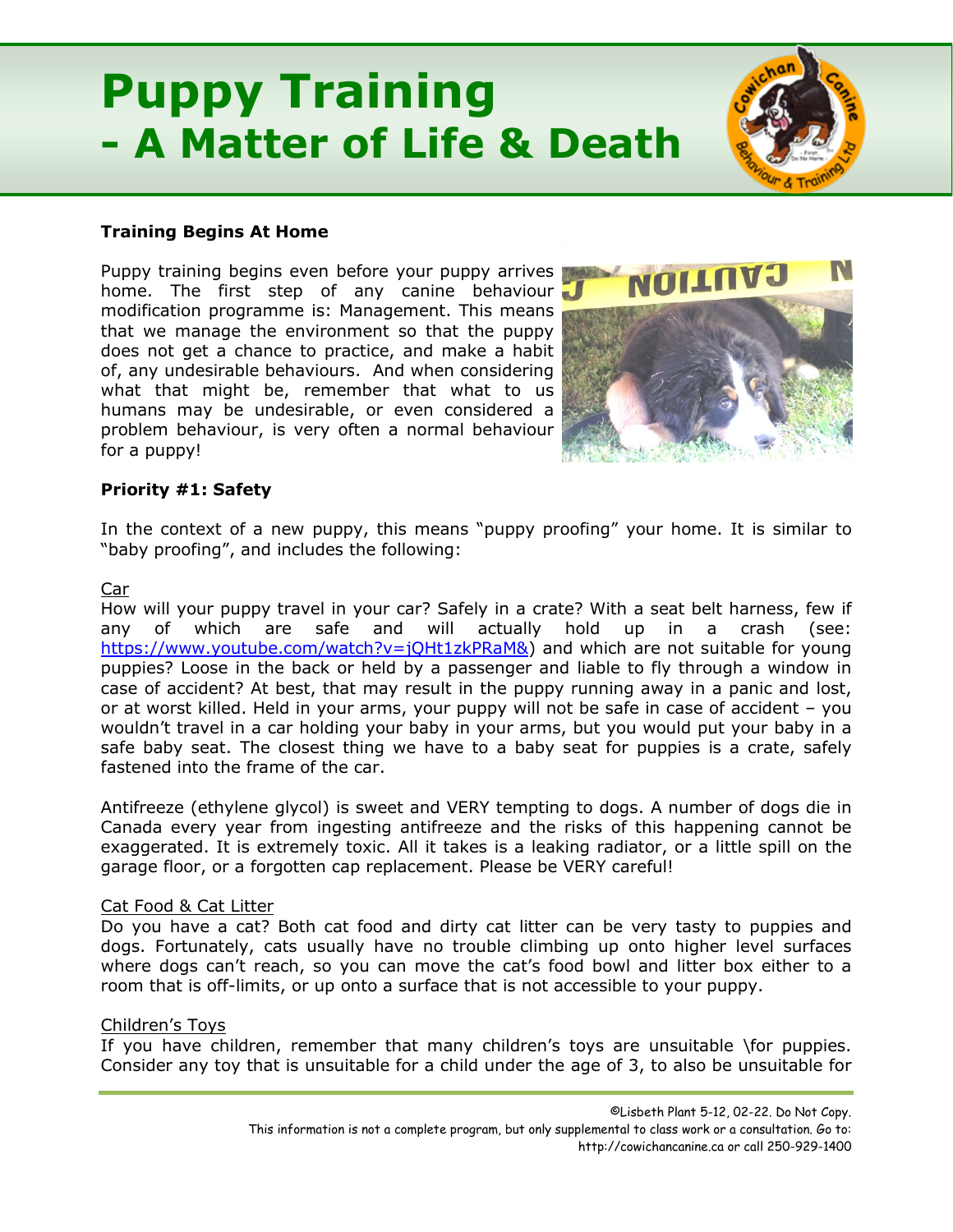# Puppy Training - A Matter of Life & Death

**Training Begins At Home**

Puppy training begins even before your puppy arrives home. The first step of any canine behaviour modification programme is: Management. This means that we manage the environment so that the puppy does not get a chance to practice, and make a habit of, any undesirable behaviours. And when considering what that might be, remember that what to us humans may be undesirable, or even considered a problem behaviour, is very often a normal behaviour for a puppy!

**Priority #1: Safety**

In the context of a new puppy, this means "puppy proofing" your home. It is similar to "baby proofing", and includes the following:

Car

How will your puppy travel in your car? Safely in a crate? With a seat belt harness, few if any of which are safe and will actually hold up in a crash (see: https://www.youtube.com/watch?v=jQHt1zkPRaM&) and which are not suitable for young puppies? Loose in the back or held by a passenger and liable to fly through a window in case of accident? At best, that may result in the puppy running away in a panic and lost, or at worst killed. Held in your arms, your puppy will not be safe in case of accident – you wouldn't travel in a car holding your baby in your arms, but you would put your baby in a safe baby seat. The closest thing we have to a baby seat for puppies is a crate, safely fastened into the frame of the car.

Antifreeze (ethylene glycol) is sweet and VERY tempting to dogs. A number of dogs die in Canada every year from ingesting antifreeze and the risks of this happening cannot be exaggerated. It is extremely toxic. All it takes is a leaking radiator, or a little spill on the garage floor, or a forgotten cap replacement. Please be VERY careful!

Cat Food & Cat Litter

Do you have a cat? Both cat food and dirty cat litter can be very tasty to puppies and dogs. Fortunately, cats usually have no trouble climbing up onto higher level surfaces where dogs can't reach, so you can move the cat's food bowl and litter box either to a room that is off-limits, or up onto a surface that is not accessible to your puppy.

Children's Toys

If you have children, remember that many children's toys are unsuitable \for puppies. Consider any toy that is unsuitable for a child under the age of 3, to also be unsuitable for

©Lisbeth Plant 5-12, 02-22. Do Not Copy.
This information is not a complete program, but only supplemental to class work or a consultation. Go to: http://cowichancanine.ca or call 250-929-1400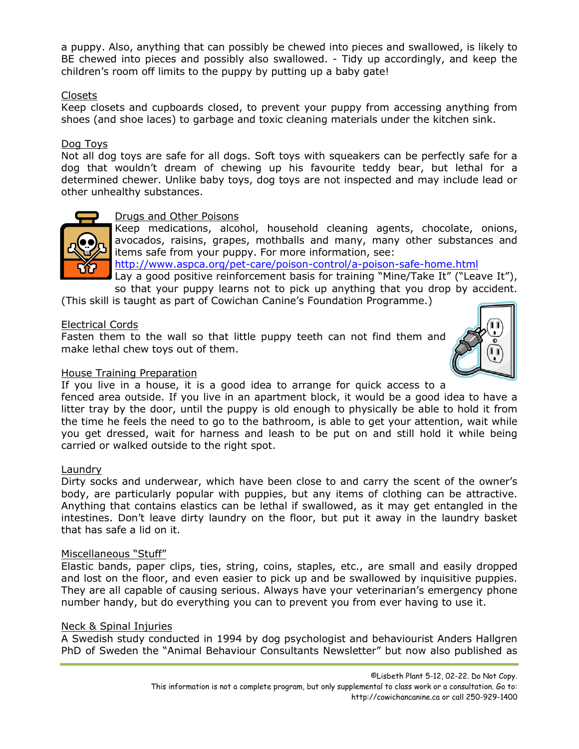a puppy. Also, anything that can possibly be chewed into pieces and swallowed, is likely to BE chewed into pieces and possibly also swallowed. - Tidy up accordingly, and keep the children's room off limits to the puppy by putting up a baby gate!

Closets

Keep closets and cupboards closed, to prevent your puppy from accessing anything from shoes (and shoe laces) to garbage and toxic cleaning materials under the kitchen sink.

Dog Toys

Not all dog toys are safe for all dogs. Soft toys with squeakers can be perfectly safe for a dog that wouldn't dream of chewing up his favourite teddy bear, but lethal for a determined chewer. Unlike baby toys, dog toys are not inspected and may include lead or other unhealthy substances.

Drugs and Other Poisons

Keep medications, alcohol, household cleaning agents, chocolate, onions, avocados, raisins, grapes, mothballs and many, many other substances and items safe from your puppy. For more information, see:
http://www.aspca.org/pet-care/poison-control/a-poison-safe-home.html
Lay a good positive reinforcement basis for training "Mine/Take It" ("Leave It"), so that your puppy learns not to pick up anything that you drop by accident. (This skill is taught as part of Cowichan Canine's Foundation Programme.)

Electrical Cords

Fasten them to the wall so that little puppy teeth can not find them and make lethal chew toys out of them.

House Training Preparation

If you live in a house, it is a good idea to arrange for quick access to a fenced area outside. If you live in an apartment block, it would be a good idea to have a litter tray by the door, until the puppy is old enough to physically be able to hold it from the time he feels the need to go to the bathroom, is able to get your attention, wait while you get dressed, wait for harness and leash to be put on and still hold it while being carried or walked outside to the right spot.

Laundry

Dirty socks and underwear, which have been close to and carry the scent of the owner's body, are particularly popular with puppies, but any items of clothing can be attractive. Anything that contains elastics can be lethal if swallowed, as it may get entangled in the intestines. Don't leave dirty laundry on the floor, but put it away in the laundry basket that has safe a lid on it.

Miscellaneous "Stuff"

Elastic bands, paper clips, ties, string, coins, staples, etc., are small and easily dropped and lost on the floor, and even easier to pick up and be swallowed by inquisitive puppies. They are all capable of causing serious. Always have your veterinarian's emergency phone number handy, but do everything you can to prevent you from ever having to use it.

Neck & Spinal Injuries

A Swedish study conducted in 1994 by dog psychologist and behaviourist Anders Hallgren PhD of Sweden the "Animal Behaviour Consultants Newsletter" but now also published as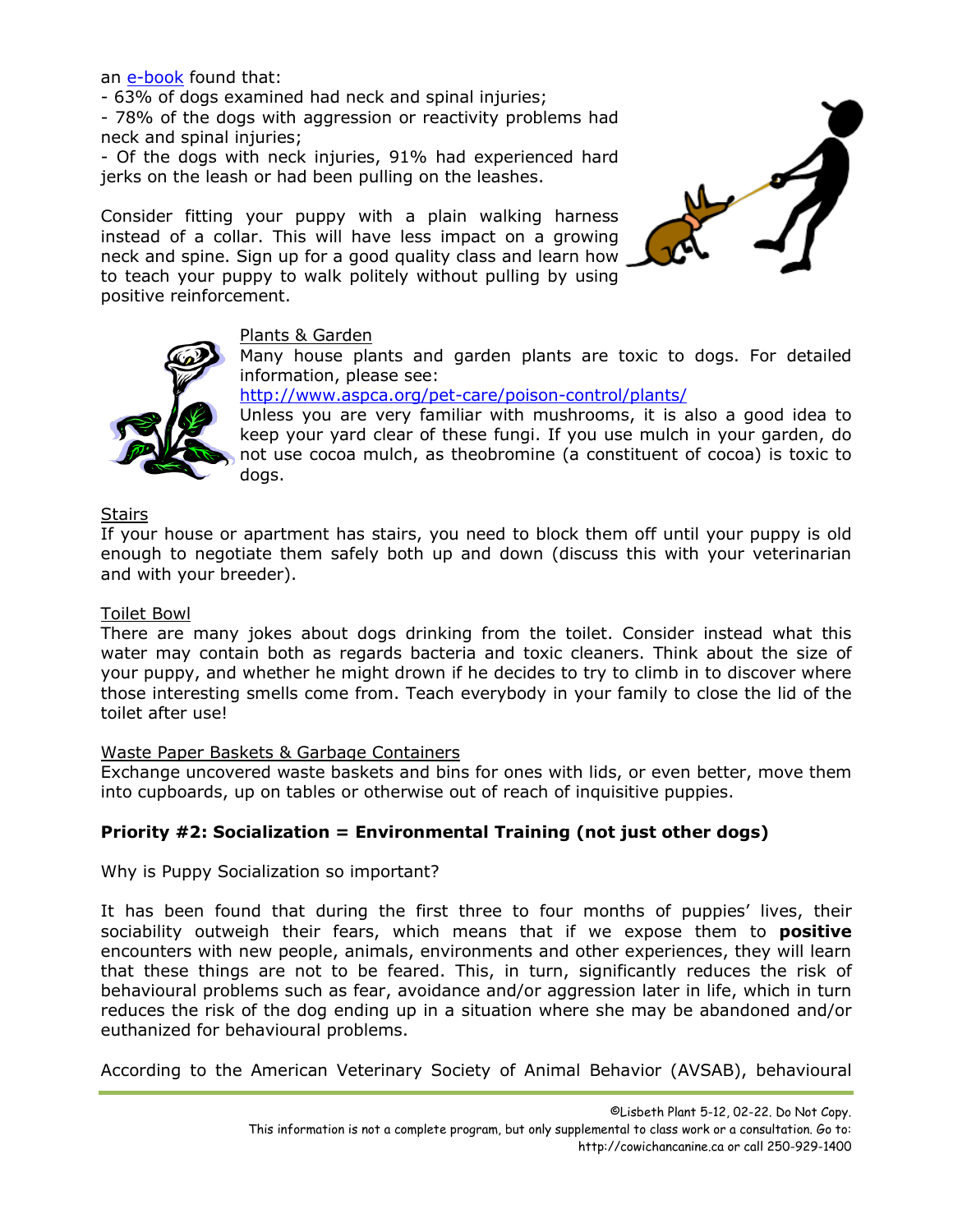an [e-book](e-book) found that:

- 63% of dogs examined had neck and spinal injuries;
- 78% of the dogs with aggression or reactivity problems had neck and spinal injuries;
- Of the dogs with neck injuries, 91% had experienced hard jerks on the leash or had been pulling on the leashes.

Consider fitting your puppy with a plain walking harness instead of a collar. This will have less impact on a growing neck and spine. Sign up for a good quality class and learn how to teach your puppy to walk politely without pulling by using positive reinforcement.

Plants & Garden

Many house plants and garden plants are toxic to dogs. For detailed information, please see:
http://www.aspca.org/pet-care/poison-control/plants/
Unless you are very familiar with mushrooms, it is also a good idea to keep your yard clear of these fungi. If you use mulch in your garden, do not use cocoa mulch, as theobromine (a constituent of cocoa) is toxic to dogs.

Stairs

If your house or apartment has stairs, you need to block them off until your puppy is old enough to negotiate them safely both up and down (discuss this with your veterinarian and with your breeder).

Toilet Bowl

There are many jokes about dogs drinking from the toilet. Consider instead what this water may contain both as regards bacteria and toxic cleaners. Think about the size of your puppy, and whether he might drown if he decides to try to climb in to discover where those interesting smells come from. Teach everybody in your family to close the lid of the toilet after use!

Waste Paper Baskets & Garbage Containers

Exchange uncovered waste baskets and bins for ones with lids, or even better, move them into cupboards, up on tables or otherwise out of reach of inquisitive puppies.

**Priority #2: Socialization = Environmental Training (not just other dogs)**

Why is Puppy Socialization so important?

It has been found that during the first three to four months of puppies' lives, their sociability outweigh their fears, which means that if we expose them to **positive** encounters with new people, animals, environments and other experiences, they will learn that these things are not to be feared. This, in turn, significantly reduces the risk of behavioural problems such as fear, avoidance and/or aggression later in life, which in turn reduces the risk of the dog ending up in a situation where she may be abandoned and/or euthanized for behavioural problems.

According to the American Veterinary Society of Animal Behavior (AVSAB), behavioural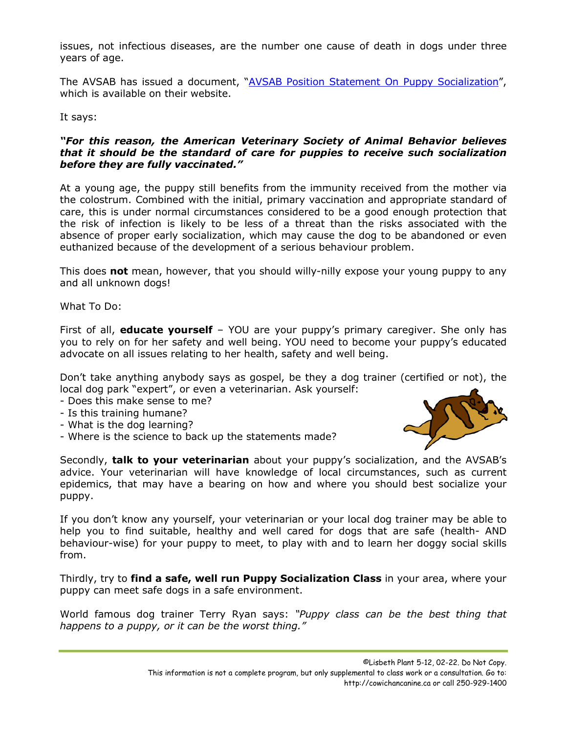issues, not infectious diseases, are the number one cause of death in dogs under three years of age.

The AVSAB has issued a document, "[AVSAB Position Statement On Puppy Socialization]", which is available on their website.

It says:

***"For this reason, the American Veterinary Society of Animal Behavior believes that it should be the standard of care for puppies to receive such socialization before they are fully vaccinated."***

At a young age, the puppy still benefits from the immunity received from the mother via the colostrum. Combined with the initial, primary vaccination and appropriate standard of care, this is under normal circumstances considered to be a good enough protection that the risk of infection is likely to be less of a threat than the risks associated with the absence of proper early socialization, which may cause the dog to be abandoned or even euthanized because of the development of a serious behaviour problem.

This does **not** mean, however, that you should willy-nilly expose your young puppy to any and all unknown dogs!

What To Do:

First of all, **educate yourself** – YOU are your puppy's primary caregiver. She only has you to rely on for her safety and well being. YOU need to become your puppy's educated advocate on all issues relating to her health, safety and well being.

Don't take anything anybody says as gospel, be they a dog trainer (certified or not), the local dog park "expert", or even a veterinarian. Ask yourself:

- Does this make sense to me?
- Is this training humane?
- What is the dog learning?
- Where is the science to back up the statements made?

Secondly, **talk to your veterinarian** about your puppy's socialization, and the AVSAB's advice. Your veterinarian will have knowledge of local circumstances, such as current epidemics, that may have a bearing on how and where you should best socialize your puppy.

If you don't know any yourself, your veterinarian or your local dog trainer may be able to help you to find suitable, healthy and well cared for dogs that are safe (health- AND behaviour-wise) for your puppy to meet, to play with and to learn her doggy social skills from.

Thirdly, try to **find a safe, well run Puppy Socialization Class** in your area, where your puppy can meet safe dogs in a safe environment.

World famous dog trainer Terry Ryan says: *"Puppy class can be the best thing that happens to a puppy, or it can be the worst thing."*

©Lisbeth Plant 5-12, 02-22. Do Not Copy.
This information is not a complete program, but only supplemental to class work or a consultation. Go to: http://cowichancanine.ca or call 250-929-1400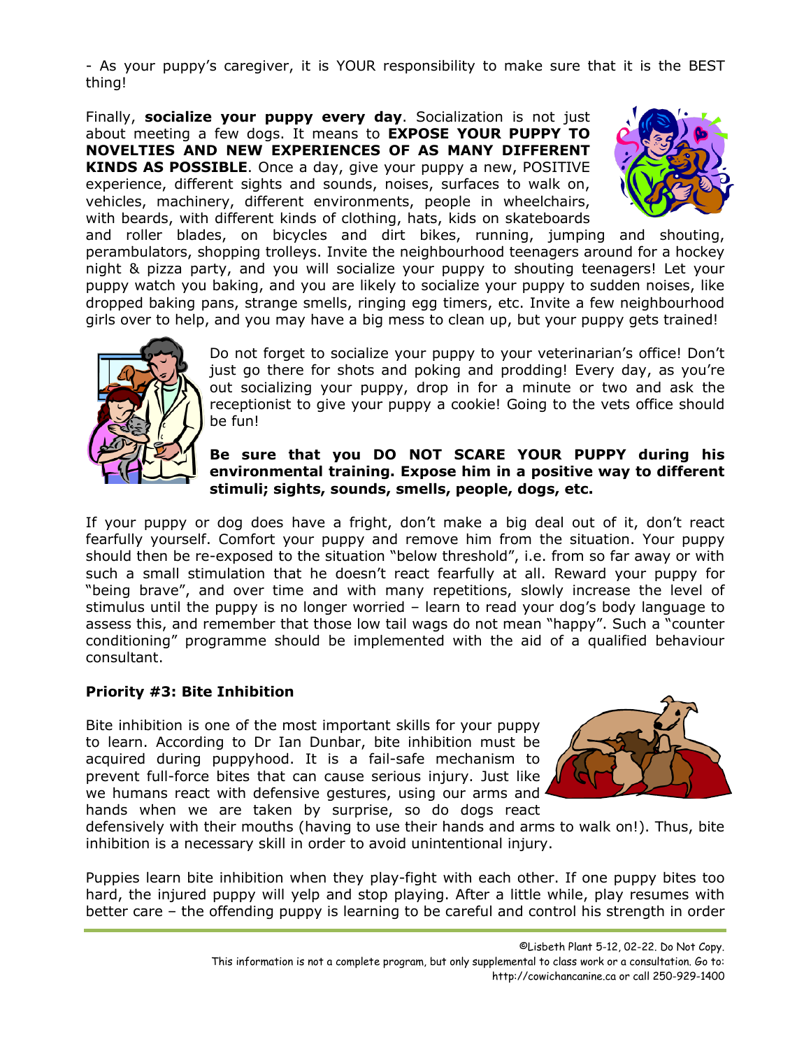- As your puppy's caregiver, it is YOUR responsibility to make sure that it is the BEST thing!

Finally, **socialize your puppy every day**. Socialization is not just about meeting a few dogs. It means to **EXPOSE YOUR PUPPY TO NOVELTIES AND NEW EXPERIENCES OF AS MANY DIFFERENT KINDS AS POSSIBLE**. Once a day, give your puppy a new, POSITIVE experience, different sights and sounds, noises, surfaces to walk on, vehicles, machinery, different environments, people in wheelchairs, with beards, with different kinds of clothing, hats, kids on skateboards and roller blades, on bicycles and dirt bikes, running, jumping and shouting, perambulators, shopping trolleys. Invite the neighbourhood teenagers around for a hockey night & pizza party, and you will socialize your puppy to shouting teenagers! Let your puppy watch you baking, and you are likely to socialize your puppy to sudden noises, like dropped baking pans, strange smells, ringing egg timers, etc. Invite a few neighbourhood girls over to help, and you may have a big mess to clean up, but your puppy gets trained!

Do not forget to socialize your puppy to your veterinarian's office! Don't just go there for shots and poking and prodding! Every day, as you're out socializing your puppy, drop in for a minute or two and ask the receptionist to give your puppy a cookie! Going to the vets office should be fun!

**Be sure that you DO NOT SCARE YOUR PUPPY during his environmental training. Expose him in a positive way to different stimuli; sights, sounds, smells, people, dogs, etc.**

If your puppy or dog does have a fright, don't make a big deal out of it, don't react fearfully yourself. Comfort your puppy and remove him from the situation. Your puppy should then be re-exposed to the situation "below threshold", i.e. from so far away or with such a small stimulation that he doesn't react fearfully at all. Reward your puppy for "being brave", and over time and with many repetitions, slowly increase the level of stimulus until the puppy is no longer worried – learn to read your dog's body language to assess this, and remember that those low tail wags do not mean "happy". Such a "counter conditioning" programme should be implemented with the aid of a qualified behaviour consultant.

### Priority #3: Bite Inhibition

Bite inhibition is one of the most important skills for your puppy to learn. According to Dr Ian Dunbar, bite inhibition must be acquired during puppyhood. It is a fail-safe mechanism to prevent full-force bites that can cause serious injury. Just like we humans react with defensive gestures, using our arms and hands when we are taken by surprise, so do dogs react defensively with their mouths (having to use their hands and arms to walk on!). Thus, bite inhibition is a necessary skill in order to avoid unintentional injury.

Puppies learn bite inhibition when they play-fight with each other. If one puppy bites too hard, the injured puppy will yelp and stop playing. After a little while, play resumes with better care – the offending puppy is learning to be careful and control his strength in order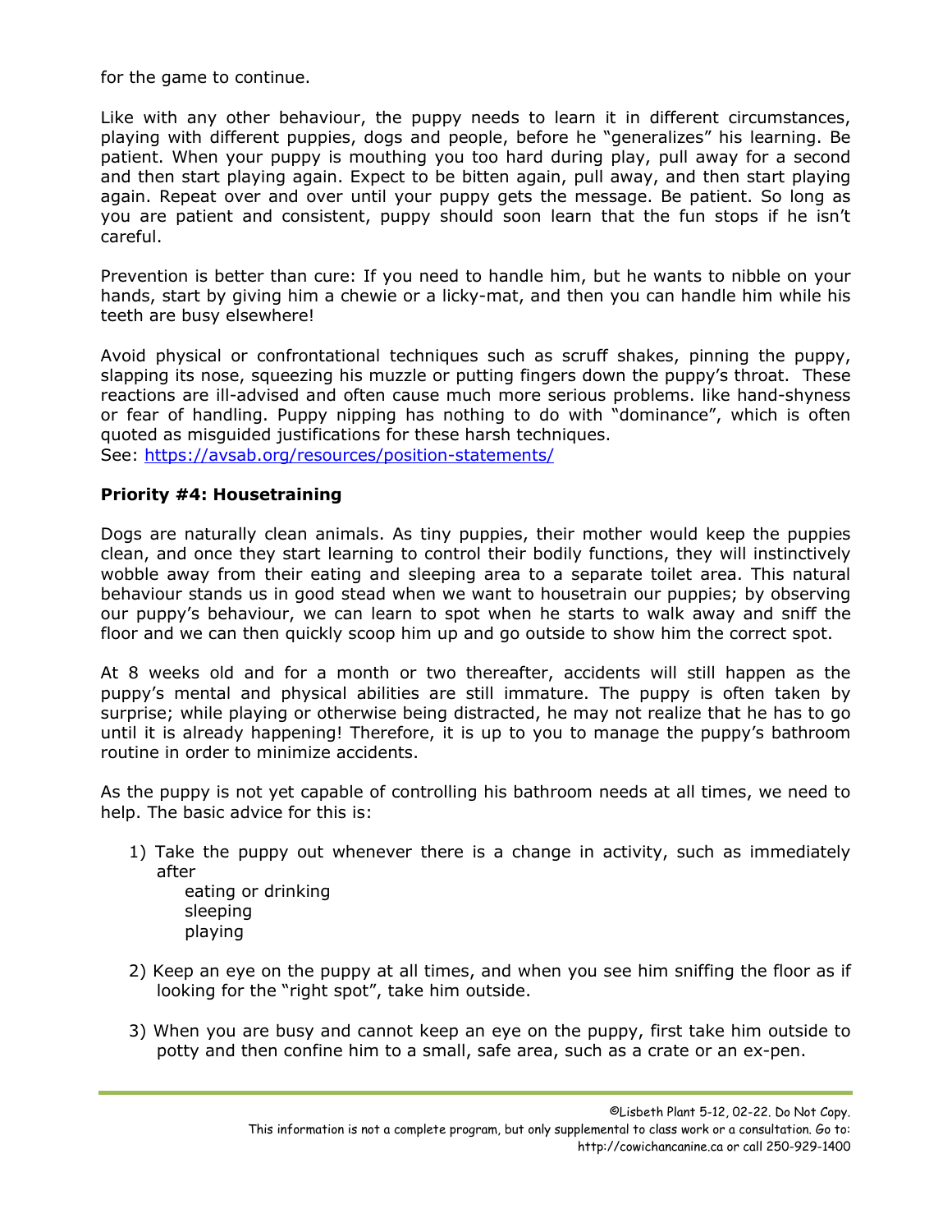for the game to continue.

Like with any other behaviour, the puppy needs to learn it in different circumstances, playing with different puppies, dogs and people, before he "generalizes" his learning. Be patient. When your puppy is mouthing you too hard during play, pull away for a second and then start playing again. Expect to be bitten again, pull away, and then start playing again. Repeat over and over until your puppy gets the message. Be patient. So long as you are patient and consistent, puppy should soon learn that the fun stops if he isn't careful.

Prevention is better than cure: If you need to handle him, but he wants to nibble on your hands, start by giving him a chewie or a licky-mat, and then you can handle him while his teeth are busy elsewhere!

Avoid physical or confrontational techniques such as scruff shakes, pinning the puppy, slapping its nose, squeezing his muzzle or putting fingers down the puppy's throat. These reactions are ill-advised and often cause much more serious problems. like hand-shyness or fear of handling. Puppy nipping has nothing to do with "dominance", which is often quoted as misguided justifications for these harsh techniques.
See: https://avsab.org/resources/position-statements/

**Priority #4: Housetraining**

Dogs are naturally clean animals. As tiny puppies, their mother would keep the puppies clean, and once they start learning to control their bodily functions, they will instinctively wobble away from their eating and sleeping area to a separate toilet area. This natural behaviour stands us in good stead when we want to housetrain our puppies; by observing our puppy's behaviour, we can learn to spot when he starts to walk away and sniff the floor and we can then quickly scoop him up and go outside to show him the correct spot.

At 8 weeks old and for a month or two thereafter, accidents will still happen as the puppy's mental and physical abilities are still immature. The puppy is often taken by surprise; while playing or otherwise being distracted, he may not realize that he has to go until it is already happening! Therefore, it is up to you to manage the puppy's bathroom routine in order to minimize accidents.

As the puppy is not yet capable of controlling his bathroom needs at all times, we need to help. The basic advice for this is:

1) Take the puppy out whenever there is a change in activity, such as immediately after
   - eating or drinking
   - sleeping
   - playing

2) Keep an eye on the puppy at all times, and when you see him sniffing the floor as if looking for the "right spot", take him outside.

3) When you are busy and cannot keep an eye on the puppy, first take him outside to potty and then confine him to a small, safe area, such as a crate or an ex-pen.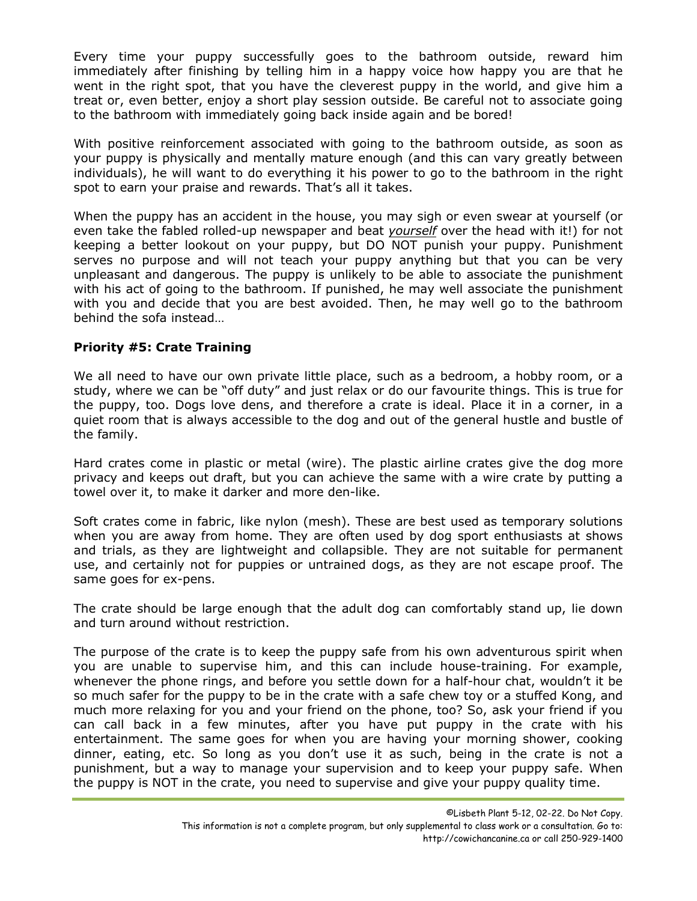Every time your puppy successfully goes to the bathroom outside, reward him immediately after finishing by telling him in a happy voice how happy you are that he went in the right spot, that you have the cleverest puppy in the world, and give him a treat or, even better, enjoy a short play session outside. Be careful not to associate going to the bathroom with immediately going back inside again and be bored!

With positive reinforcement associated with going to the bathroom outside, as soon as your puppy is physically and mentally mature enough (and this can vary greatly between individuals), he will want to do everything it his power to go to the bathroom in the right spot to earn your praise and rewards. That's all it takes.

When the puppy has an accident in the house, you may sigh or even swear at yourself (or even take the fabled rolled-up newspaper and beat *yourself* over the head with it!) for not keeping a better lookout on your puppy, but DO NOT punish your puppy. Punishment serves no purpose and will not teach your puppy anything but that you can be very unpleasant and dangerous. The puppy is unlikely to be able to associate the punishment with his act of going to the bathroom. If punished, he may well associate the punishment with you and decide that you are best avoided. Then, he may well go to the bathroom behind the sofa instead…

**Priority #5: Crate Training**

We all need to have our own private little place, such as a bedroom, a hobby room, or a study, where we can be "off duty" and just relax or do our favourite things. This is true for the puppy, too. Dogs love dens, and therefore a crate is ideal. Place it in a corner, in a quiet room that is always accessible to the dog and out of the general hustle and bustle of the family.

Hard crates come in plastic or metal (wire). The plastic airline crates give the dog more privacy and keeps out draft, but you can achieve the same with a wire crate by putting a towel over it, to make it darker and more den-like.

Soft crates come in fabric, like nylon (mesh). These are best used as temporary solutions when you are away from home. They are often used by dog sport enthusiasts at shows and trials, as they are lightweight and collapsible. They are not suitable for permanent use, and certainly not for puppies or untrained dogs, as they are not escape proof. The same goes for ex-pens.

The crate should be large enough that the adult dog can comfortably stand up, lie down and turn around without restriction.

The purpose of the crate is to keep the puppy safe from his own adventurous spirit when you are unable to supervise him, and this can include house-training. For example, whenever the phone rings, and before you settle down for a half-hour chat, wouldn't it be so much safer for the puppy to be in the crate with a safe chew toy or a stuffed Kong, and much more relaxing for you and your friend on the phone, too? So, ask your friend if you can call back in a few minutes, after you have put puppy in the crate with his entertainment. The same goes for when you are having your morning shower, cooking dinner, eating, etc. So long as you don't use it as such, being in the crate is not a punishment, but a way to manage your supervision and to keep your puppy safe. When the puppy is NOT in the crate, you need to supervise and give your puppy quality time.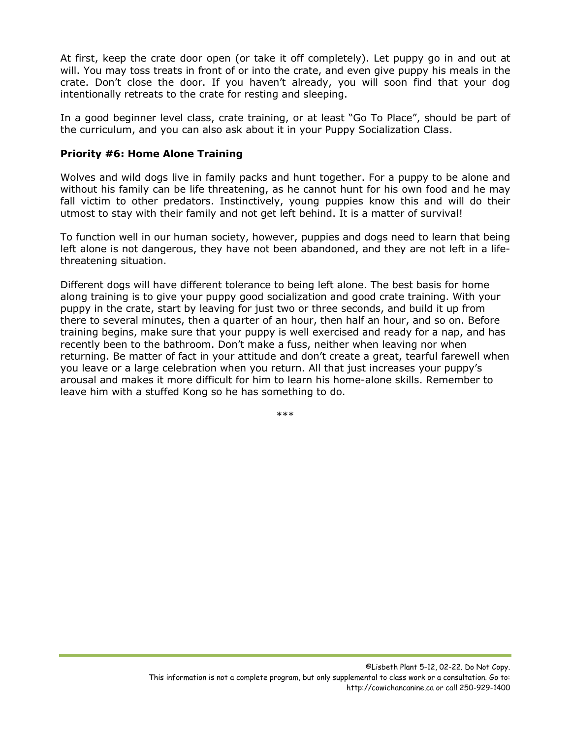At first, keep the crate door open (or take it off completely). Let puppy go in and out at will. You may toss treats in front of or into the crate, and even give puppy his meals in the crate. Don't close the door. If you haven't already, you will soon find that your dog intentionally retreats to the crate for resting and sleeping.

In a good beginner level class, crate training, or at least "Go To Place", should be part of the curriculum, and you can also ask about it in your Puppy Socialization Class.

**Priority #6: Home Alone Training**

Wolves and wild dogs live in family packs and hunt together. For a puppy to be alone and without his family can be life threatening, as he cannot hunt for his own food and he may fall victim to other predators. Instinctively, young puppies know this and will do their utmost to stay with their family and not get left behind. It is a matter of survival!

To function well in our human society, however, puppies and dogs need to learn that being left alone is not dangerous, they have not been abandoned, and they are not left in a life-threatening situation.

Different dogs will have different tolerance to being left alone. The best basis for home along training is to give your puppy good socialization and good crate training. With your puppy in the crate, start by leaving for just two or three seconds, and build it up from there to several minutes, then a quarter of an hour, then half an hour, and so on. Before training begins, make sure that your puppy is well exercised and ready for a nap, and has recently been to the bathroom. Don't make a fuss, neither when leaving nor when returning. Be matter of fact in your attitude and don't create a great, tearful farewell when you leave or a large celebration when you return. All that just increases your puppy's arousal and makes it more difficult for him to learn his home-alone skills. Remember to leave him with a stuffed Kong so he has something to do.

***